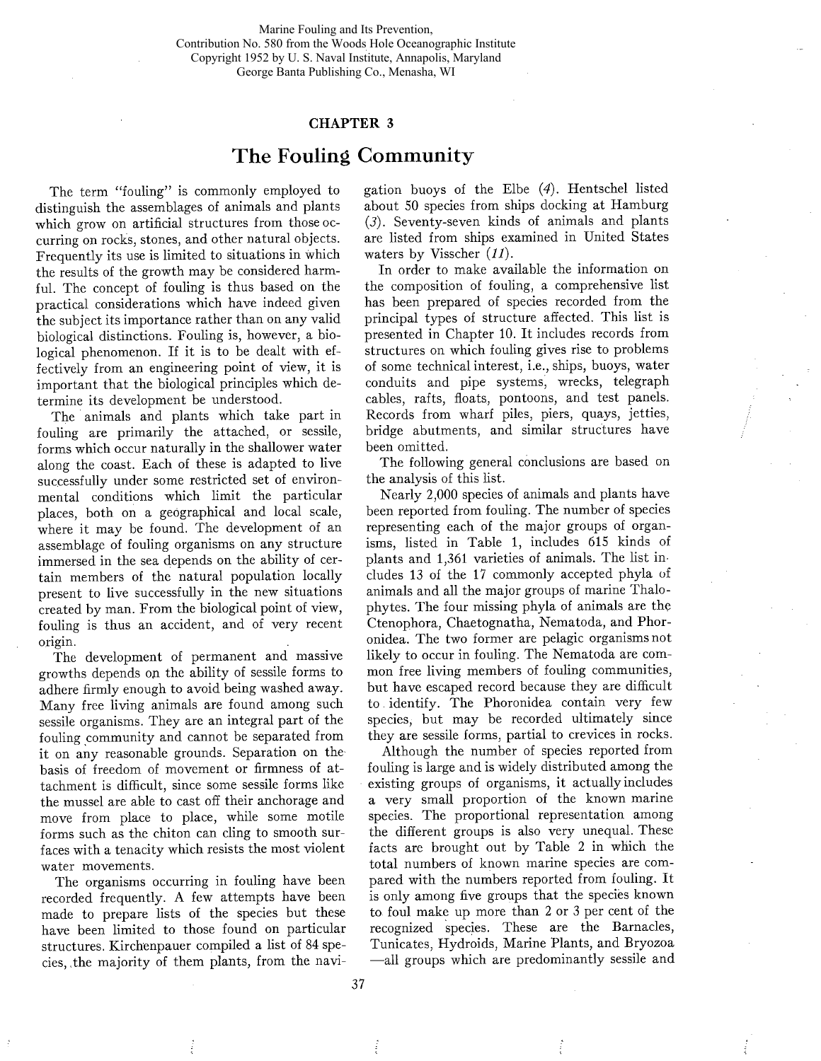Marine Fouling and Its Prevention,
Contribution No. 580 from the Woods Hole Oceanographic Institute
Copyright 1952 by U. S. Naval Institute, Annapolis, Maryland
George Banta Publishing Co., Menasha, WI

## CHAPTER 3

# The Fouling Community

The term "fouling" is commonly employed to distinguish the assemblages of animals and plants which grow on artificial structures from those occurring on rocks, stones, and other natural objects. Frequently its use is limited to situations in which the results of the growth may be considered harmful. The concept of fouling is thus based on the practical considerations which have indeed given the subject its importance rather than on any valid biological distinctions. Fouling is, however, a biological phenomenon. If it is to be dealt with effectively from an engineering point of view, it is important that the biological principles which determine its development be understood.

The animals and plants which take part in fouling are primarily the attached, or sessile, forms which occur naturally in the shallower water along the coast. Each of these is adapted to live successfully under some restricted set of environmental conditions which limit the particular places, both on a geographical and local scale, where it may be found. The development of an assemblage of fouling organisms on any structure immersed in the sea depends on the ability of certain members of the natural population locally present to live successfully in the new situations created by man. From the biological point of view, fouling is thus an accident, and of very recent origin.

The development of permanent and massive growths depends on the ability of sessile forms to adhere firmly enough to avoid being washed away. Many free living animals are found among such sessile organisms. They are an integral part of the fouling community and cannot be separated from it on any reasonable grounds. Separation on the basis of freedom of movement or firmness of attachment is difficult, since some sessile forms like the mussel are able to cast off their anchorage and move from place to place, while some motile forms such as the chiton can cling to smooth surfaces with a tenacity which resists the most violent water movements.

The organisms occurring in fouling have been recorded frequently. A few attempts have been made to prepare lists of the species but these have been limited to those found on particular structures. Kirchenpauer compiled a list of 84 species, the majority of them plants, from the navigation buoys of the Elbe (*4*). Hentschel listed about 50 species from ships docking at Hamburg (*3*). Seventy-seven kinds of animals and plants are listed from ships examined in United States waters by Visscher (*11*).

In order to make available the information on the composition of fouling, a comprehensive list has been prepared of species recorded from the principal types of structure affected. This list is presented in Chapter 10. It includes records from structures on which fouling gives rise to problems of some technical interest, i.e., ships, buoys, water conduits and pipe systems, wrecks, telegraph cables, rafts, floats, pontoons, and test panels. Records from wharf piles, piers, quays, jetties, bridge abutments, and similar structures have been omitted.

The following general conclusions are based on the analysis of this list.

Nearly 2,000 species of animals and plants have been reported from fouling. The number of species representing each of the major groups of organisms, listed in Table 1, includes 615 kinds of plants and 1,361 varieties of animals. The list includes 13 of the 17 commonly accepted phyla of animals and all the major groups of marine Thalophytes. The four missing phyla of animals are the Ctenophora, Chaetognatha, Nematoda, and Phoronidea. The two former are pelagic organisms not likely to occur in fouling. The Nematoda are common free living members of fouling communities, but have escaped record because they are difficult to identify. The Phoronidea contain very few species, but may be recorded ultimately since they are sessile forms, partial to crevices in rocks.

Although the number of species reported from fouling is large and is widely distributed among the existing groups of organisms, it actually includes a very small proportion of the known marine species. The proportional representation among the different groups is also very unequal. These facts are brought out by Table 2 in which the total numbers of known marine species are compared with the numbers reported from fouling. It is only among five groups that the species known to foul make up more than 2 or 3 per cent of the recognized species. These are the Barnacles, Tunicates, Hydroids, Marine Plants, and Bryozoa —all groups which are predominantly sessile and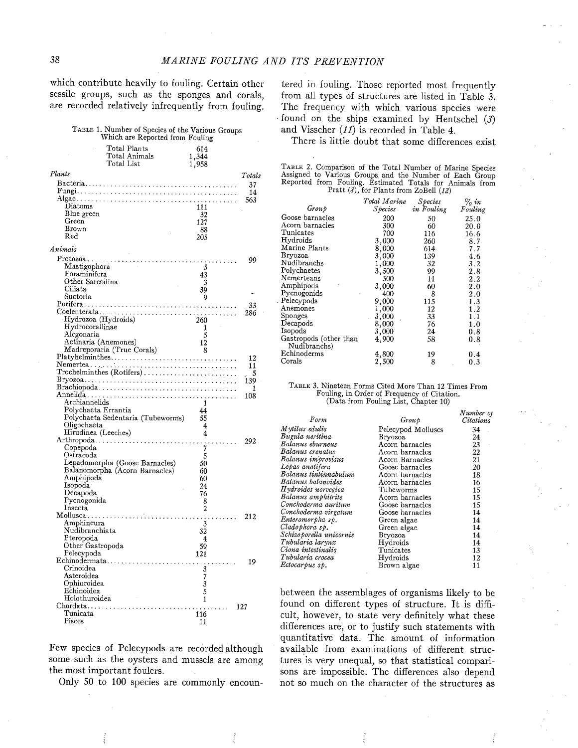which contribute heavily to fouling. Certain other sessile groups, such as the sponges and corals, are recorded relatively infrequently from fouling.

TABLE 1. Number of Species of the Various Groups Which are Reported from Fouling

| | | |
|---|---|---|
| Total Plants | 614 | |
| Total Animals | 1,344 | |
| Total List | 1,958 | |

| | | Totals |
|---|---|---|
| *Plants* | | |
| Bacteria | | 37 |
| Fungi | | 14 |
| Algae | | 563 |
| Diatoms | 111 | |
| Blue green | 32 | |
| Green | 127 | |
| Brown | 88 | |
| Red | 205 | |
| *Animals* | | |
| Protozoa | | 99 |
| Mastigophora | 5 | |
| Foraminifera | 43 | |
| Other Sarcodina | 3 | |
| Ciliata | 39 | |
| Suctoria | 9 | |
| Porifera | | 33 |
| Coelenterata | | 286 |
| Hydrozoa (Hydroids) | 260 | |
| Hydrocorallinae | 1 | |
| Alcgonaria | 5 | |
| Actinaria (Anemones) | 12 | |
| Madreporaria (True Corals) | 8 | |
| Platyhelminthes | | 12 |
| Nemertea | | 11 |
| Trochelminthes (Rotifers) | | 5 |
| Bryozoa | | 139 |
| Brachiopoda | | 1 |
| Annelida | | 108 |
| Archiannelids | 1 | |
| Polychaeta Errantia | 44 | |
| Polychaeta Sedentaria (Tubeworms) | 55 | |
| Oligochaeta | 4 | |
| Hirudinea (Leeches) | 4 | |
| Arthropoda | | 292 |
| Copepoda | 7 | |
| Ostracoda | 5 | |
| Lepadomorpha (Goose Barnacles) | 50 | |
| Balanomorpha (Acorn Barnacles) | 60 | |
| Amphipoda | 60 | |
| Isopoda | 24 | |
| Decapoda | 76 | |
| Pycnogonida | 8 | |
| Insecta | 2 | |
| Mollusca | | 212 |
| Amphineura | 3 | |
| Nudibranchiata | 32 | |
| Pteropoda | 4 | |
| Other Gastropoda | 59 | |
| Pelecypoda | 121 | |
| Echinodermata | | 19 |
| Crinoidea | 3 | |
| Asteroidea | 7 | |
| Ophiuroidea | 3 | |
| Echinoidea | 5 | |
| Holothuroidea | 1 | |
| Chordata | | 127 |
| Tunicata | 116 | |
| Pisces | 11 | |

Few species of Pelecypods are recorded although some such as the oysters and mussels are among the most important foulers.

Only 50 to 100 species are commonly encountered in fouling. Those reported most frequently from all types of structures are listed in Table 3. The frequency with which various species were found on the ships examined by Hentschel (*3*) and Visscher (*11*) is recorded in Table 4.

TABLE 2. Comparison of the Total Number of Marine Species Assigned to Various Groups and the Number of Each Group Reported from Fouling. Estimated Totals for Animals from Pratt (*8*), for Plants from ZoBell (*12*)

| *Group* | *Total Marine Species* | *Species in Fouling* | *% in Fouling* |
|---|---|---|---|
| Goose barnacles | 200 | 50 | 25.0 |
| Acorn barnacles | 300 | 60 | 20.0 |
| Tunicates | 700 | 116 | 16.6 |
| Hydroids | 3,000 | 260 | 8.7 |
| Marine Plants | 8,000 | 614 | 7.7 |
| Bryozoa | 3,000 | 139 | 4.6 |
| Nudibranchs | 1,000 | 32 | 3.2 |
| Polychaetes | 3,500 | 99 | 2.8 |
| Nemerteans | 500 | 11 | 2.2 |
| Amphipods | 3,000 | 60 | 2.0 |
| Pycnogonids | 400 | 8 | 2.0 |
| Pelecypods | 9,000 | 115 | 1.3 |
| Anemones | 1,000 | 12 | 1.2 |
| Sponges | 3,000 | 33 | 1.1 |
| Decapods | 8,000 | 76 | 1.0 |
| Isopods | 3,000 | 24 | 0.8 |
| Gastropods (other than Nudibranchs) | 4,900 | 58 | 0.8 |
| Echinoderms | 4,800 | 19 | 0.4 |
| Corals | 2,500 | 8 | 0.3 |

TABLE 3. Nineteen Forms Cited More Than 12 Times From Fouling, in Order of Frequency of Citation. (Data from Fouling List, Chapter 10)

| *Form* | *Group* | *Number of Citations* |
|---|---|---|
| *Mytilus edulis* | Pelecypod Molluscs | 34 |
| *Bugula neritina* | Bryozoa | 24 |
| *Balanus eburneus* | Acorn barnacles | 23 |
| *Balanus crenatus* | Acorn barnacles | 22 |
| *Balanus improvisus* | Acorn Barnacles | 21 |
| *Lepas anatifera* | Goose barnacles | 20 |
| *Balanus tintinnabulum* | Acorn barnacles | 18 |
| *Balanus balanoides* | Acorn barnacles | 16 |
| *Hydroides norvegica* | Tubeworms | 15 |
| *Balanus amphitrite* | Acorn barnacles | 15 |
| *Conchoderma auritum* | Goose barnacles | 15 |
| *Conchoderma virgatum* | Goose barnacles | 14 |
| *Enteromorpha sp.* | Green algae | 14 |
| *Cladophora sp.* | Green algae | 14 |
| *Schizoporella unicornis* | Bryozoa | 14 |
| *Tubularia larynx* | Hydroids | 14 |
| *Ciona intestinalis* | Tunicates | 13 |
| *Tubularia crocea* | Hydroids | 12 |
| *Ectocarpus sp.* | Brown algae | 11 |

There is little doubt that some differences exist between the assemblages of organisms likely to be found on different types of structure. It is difficult, however, to state very definitely what these differences are, or to justify such statements with quantitative data. The amount of information available from examinations of different structures is very unequal, so that statistical comparisons are impossible. The differences also depend not so much on the character of the structures as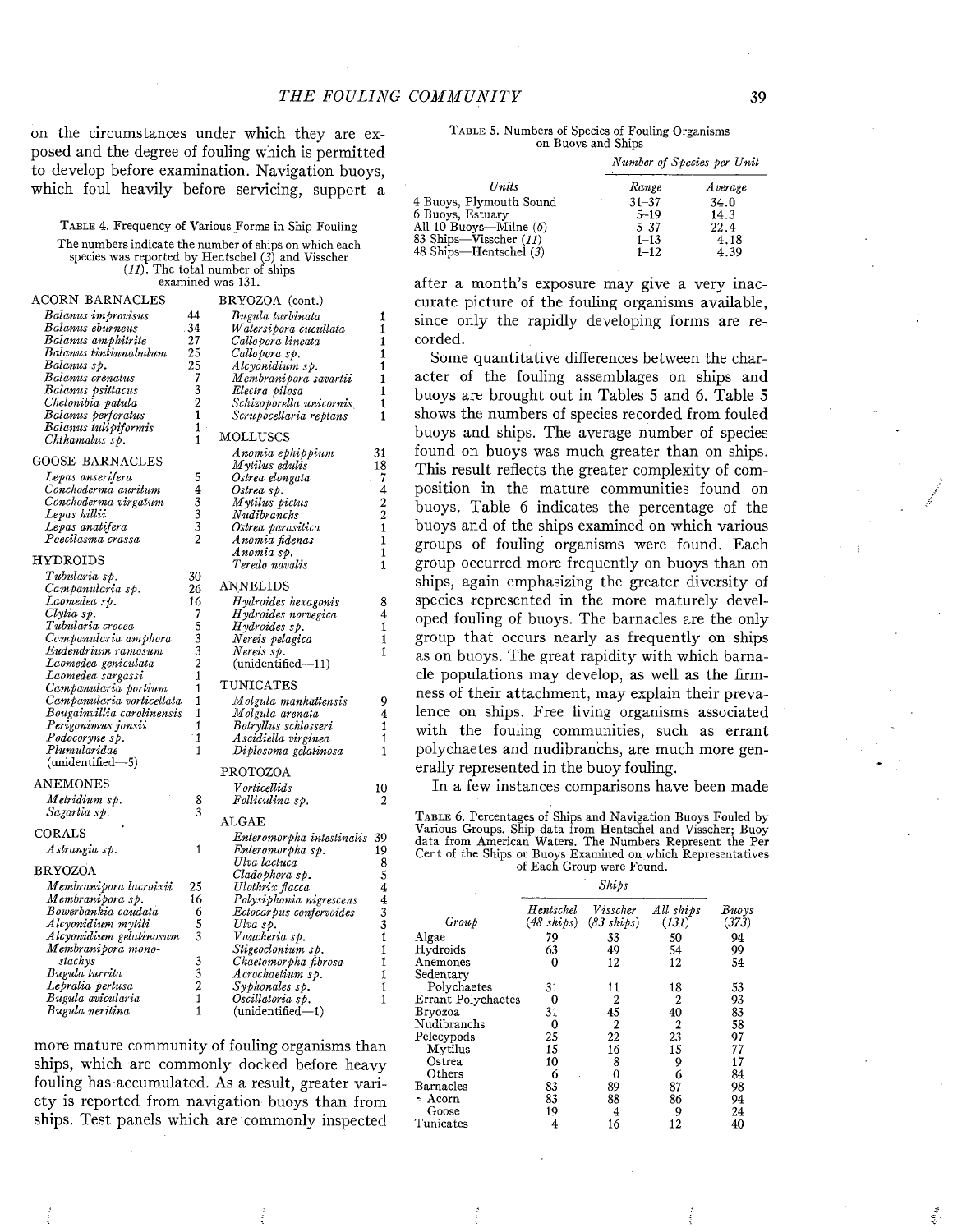on the circumstances under which they are exposed and the degree of fouling which is permitted to develop before examination. Navigation buoys, which foul heavily before servicing, support a more mature community of fouling organisms than ships, which are commonly docked before heavy fouling has accumulated. As a result, greater variety is reported from navigation buoys than from ships. Test panels which are commonly inspected after a month's exposure may give a very inaccurate picture of the fouling organisms available, since only the rapidly developing forms are recorded.

TABLE 4. Frequency of Various Forms in Ship Fouling

The numbers indicate the number of ships on which each species was reported by Hentschel (3) and Visscher (11). The total number of ships examined was 131.

| Species | Ships |
|---|---|
| **ACORN BARNACLES** | |
| *Balanus improvisus* | 44 |
| *Balanus eburneus* | 34 |
| *Balanus amphitrite* | 27 |
| *Balanus tintinnabulum* | 25 |
| *Balanus sp.* | 25 |
| *Balanus crenatus* | 7 |
| *Balanus psittacus* | 3 |
| *Chelonibia patula* | 2 |
| *Balanus perforatus* | 1 |
| *Balanus tulipiformis* | 1 |
| *Chthamalus sp.* | 1 |
| **GOOSE BARNACLES** | |
| *Lepas anserifera* | 5 |
| *Conchoderma auritum* | 4 |
| *Conchoderma virgatum* | 3 |
| *Lepas hillii* | 3 |
| *Lepas anatifera* | 3 |
| *Poecilasma crassa* | 2 |
| **HYDROIDS** | |
| *Tubularia sp.* | 30 |
| *Campanularia sp.* | 26 |
| *Laomedea sp.* | 16 |
| *Clytia sp.* | 7 |
| *Tubularia crocea* | 5 |
| *Campanularia amphora* | 3 |
| *Eudendrium ramosum* | 3 |
| *Laomedea geniculata* | 2 |
| *Laomedea sargassi* | 1 |
| *Campanularia portium* | 1 |
| *Campanularia verticellata* | 1 |
| *Bougainvillia carolinensis* | 1 |
| *Perigonimus jonsii* | 1 |
| *Podocoryne sp.* | 1 |
| *Plumularidae* | 1 |
| (unidentified—5) | |
| **ANEMONES** | |
| *Metridium sp.* | 8 |
| *Sagartia sp.* | 3 |
| **CORALS** | |
| *Astrangia sp.* | 1 |
| **BRYOZOA** | |
| *Membranipora lacroixii* | 25 |
| *Membranipora sp.* | 16 |
| *Bowerbankia caudata* | 6 |
| *Alcyonidium mytili* | 5 |
| *Alcyonidium gelatinosum* | 3 |
| *Membranipora monostachys* | 3 |
| *Bugula turrita* | 3 |
| *Lepralia pertusa* | 2 |
| *Bugula avicularia* | 1 |
| *Bugula neritina* | 1 |
| **BRYOZOA (cont.)** | |
| *Bugula turbinata* | 1 |
| *Watersipora cucullata* | 1 |
| *Callopora lineata* | 1 |
| *Callopora sp.* | 1 |
| *Alcyonidium sp.* | 1 |
| *Membranipora savartii* | 1 |
| *Electra pilosa* | 1 |
| *Schizoporella unicornis* | 1 |
| *Scrupocellaria reptans* | 1 |
| **MOLLUSCS** | |
| *Anomia ephippium* | 31 |
| *Mytilus edulis* | 18 |
| *Ostrea elongata* | 7 |
| *Ostrea sp.* | 4 |
| *Mytilus pictus* | 2 |
| *Nudibranchs* | 2 |
| *Ostrea parasitica* | 1 |
| *Anomia fidenas* | 1 |
| *Anomia sp.* | 1 |
| *Teredo navalis* | 1 |
| **ANNELIDS** | |
| *Hydroides hexagonis* | 8 |
| *Hydroides norvegica* | 4 |
| *Hydroides sp.* | 1 |
| *Nereis pelagica* | 1 |
| *Nereis sp.* | 1 |
| (unidentified—11) | |
| **TUNICATES** | |
| *Molgula manhattensis* | 9 |
| *Molgula arenata* | 4 |
| *Botryllus schlosseri* | 1 |
| *Ascidiella virginea* | 1 |
| *Diplosoma gelatinosa* | 1 |
| **PROTOZOA** | |
| *Vorticellids* | 10 |
| *Folliculina sp.* | 2 |
| **ALGAE** | |
| *Enteromorpha intestinalis* | 39 |
| *Enteromorpha sp.* | 19 |
| *Ulva lactuca* | 8 |
| *Cladophora sp.* | 5 |
| *Ulothrix flacca* | 4 |
| *Polysiphonia nigrescens* | 4 |
| *Ectocarpus confervoides* | 3 |
| *Ulva sp.* | 3 |
| *Vaucheria sp.* | 1 |
| *Stigeoclonium sp.* | 1 |
| *Chaetomorpha fibrosa* | 1 |
| *Acrochaetium sp.* | 1 |
| *Syphonales sp.* | 1 |
| *Oscillatoria sp.* | 1 |
| (unidentified—1) | |

TABLE 5. Numbers of Species of Fouling Organisms on Buoys and Ships

| Units | Number of Species per Unit: Range | Average |
|---|---|---|
| 4 Buoys, Plymouth Sound | 31–37 | 34.0 |
| 6 Buoys, Estuary | 5–19 | 14.3 |
| All 10 Buoys—Milne (6) | 5–37 | 22.4 |
| 83 Ships—Visscher (11) | 1–13 | 4.18 |
| 48 Ships—Hentschel (3) | 1–12 | 4.39 |

Some quantitative differences between the character of the fouling assemblages on ships and buoys are brought out in Tables 5 and 6. Table 5 shows the numbers of species recorded from fouled buoys and ships. The average number of species found on buoys was much greater than on ships. This result reflects the greater complexity of composition in the mature communities found on buoys. Table 6 indicates the percentage of the buoys and of the ships examined on which various groups of fouling organisms were found. Each group occurred more frequently on buoys than on ships, again emphasizing the greater diversity of species represented in the more maturely developed fouling of buoys. The barnacles are the only group that occurs nearly as frequently on ships as on buoys. The great rapidity with which barnacle populations may develop, as well as the firmness of their attachment, may explain their prevalence on ships. Free living organisms associated with the fouling communities, such as errant polychaetes and nudibranchs, are much more generally represented in the buoy fouling.

In a few instances comparisons have been made

TABLE 6. Percentages of Ships and Navigation Buoys Fouled by Various Groups. Ship data from Hentschel and Visscher; Buoy data from American Waters. The Numbers Represent the Per Cent of the Ships or Buoys Examined on which Representatives of Each Group were Found.

| Group | Ships: Hentschel (48 ships) | Visscher (83 ships) | All ships (131) | Buoys (373) |
|---|---|---|---|---|
| Algae | 79 | 33 | 50 | 94 |
| Hydroids | 63 | 49 | 54 | 99 |
| Anemones | 0 | 12 | 12 | 54 |
| Sedentary Polychaetes | 31 | 11 | 18 | 53 |
| Errant Polychaetes | 0 | 2 | 2 | 93 |
| Bryozoa | 31 | 45 | 40 | 83 |
| Nudibranchs | 0 | 2 | 2 | 58 |
| Pelecypods | 25 | 22 | 23 | 97 |
| Mytilus | 15 | 16 | 15 | 77 |
| Ostrea | 10 | 8 | 9 | 17 |
| Others | 6 | 0 | 6 | 84 |
| Barnacles | 83 | 89 | 87 | 98 |
| Acorn | 83 | 88 | 86 | 94 |
| Goose | 19 | 4 | 9 | 24 |
| Tunicates | 4 | 16 | 12 | 40 |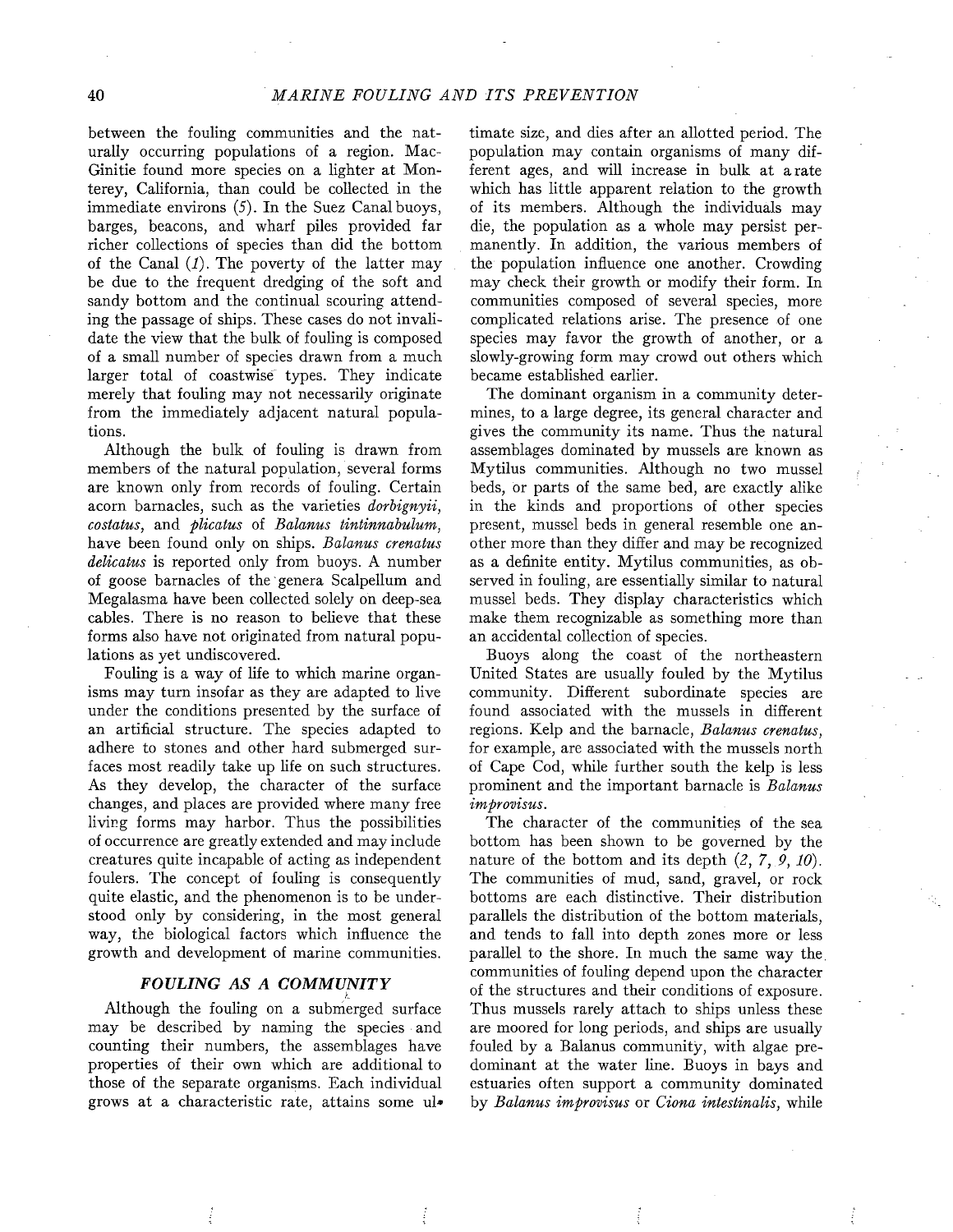between the fouling communities and the naturally occurring populations of a region. MacGinitie found more species on a lighter at Monterey, California, than could be collected in the immediate environs (*5*). In the Suez Canal buoys, barges, beacons, and wharf piles provided far richer collections of species than did the bottom of the Canal (*1*). The poverty of the latter may be due to the frequent dredging of the soft and sandy bottom and the continual scouring attending the passage of ships. These cases do not invalidate the view that the bulk of fouling is composed of a small number of species drawn from a much larger total of coastwise types. They indicate merely that fouling may not necessarily originate from the immediately adjacent natural populations.

Although the bulk of fouling is drawn from members of the natural population, several forms are known only from records of fouling. Certain acorn barnacles, such as the varieties *dorbignyii*, *costatus*, and *plicatus* of *Balanus tintinnabulum*, have been found only on ships. *Balanus crenatus delicatus* is reported only from buoys. A number of goose barnacles of the genera Scalpellum and Megalasma have been collected solely on deep-sea cables. There is no reason to believe that these forms also have not originated from natural populations as yet undiscovered.

Fouling is a way of life to which marine organisms may turn insofar as they are adapted to live under the conditions presented by the surface of an artificial structure. The species adapted to adhere to stones and other hard submerged surfaces most readily take up life on such structures. As they develop, the character of the surface changes, and places are provided where many free living forms may harbor. Thus the possibilities of occurrence are greatly extended and may include creatures quite incapable of acting as independent foulers. The concept of fouling is consequently quite elastic, and the phenomenon is to be understood only by considering, in the most general way, the biological factors which influence the growth and development of marine communities.

## FOULING AS A COMMUNITY

Although the fouling on a submerged surface may be described by naming the species and counting their numbers, the assemblages have properties of their own which are additional to those of the separate organisms. Each individual grows at a characteristic rate, attains some ultimate size, and dies after an allotted period. The population may contain organisms of many different ages, and will increase in bulk at a rate which has little apparent relation to the growth of its members. Although the individuals may die, the population as a whole may persist permanently. In addition, the various members of the population influence one another. Crowding may check their growth or modify their form. In communities composed of several species, more complicated relations arise. The presence of one species may favor the growth of another, or a slowly-growing form may crowd out others which became established earlier.

The dominant organism in a community determines, to a large degree, its general character and gives the community its name. Thus the natural assemblages dominated by mussels are known as Mytilus communities. Although no two mussel beds, or parts of the same bed, are exactly alike in the kinds and proportions of other species present, mussel beds in general resemble one another more than they differ and may be recognized as a definite entity. Mytilus communities, as observed in fouling, are essentially similar to natural mussel beds. They display characteristics which make them recognizable as something more than an accidental collection of species.

Buoys along the coast of the northeastern United States are usually fouled by the Mytilus community. Different subordinate species are found associated with the mussels in different regions. Kelp and the barnacle, *Balanus crenatus*, for example, are associated with the mussels north of Cape Cod, while further south the kelp is less prominent and the important barnacle is *Balanus improvisus*.

The character of the communities of the sea bottom has been shown to be governed by the nature of the bottom and its depth (*2, 7, 9, 10*). The communities of mud, sand, gravel, or rock bottoms are each distinctive. Their distribution parallels the distribution of the bottom materials, and tends to fall into depth zones more or less parallel to the shore. In much the same way the communities of fouling depend upon the character of the structures and their conditions of exposure. Thus mussels rarely attach to ships unless these are moored for long periods, and ships are usually fouled by a Balanus community, with algae predominant at the water line. Buoys in bays and estuaries often support a community dominated by *Balanus improvisus* or *Ciona intestinalis*, while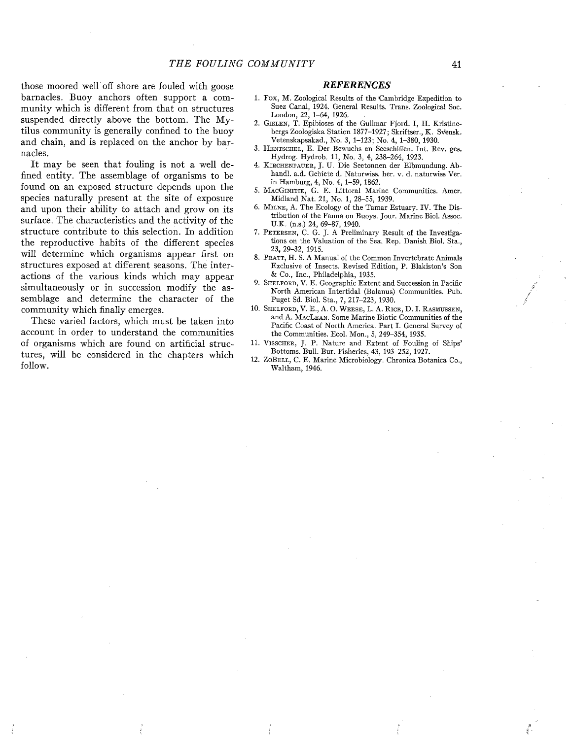those moored well off shore are fouled with goose barnacles. Buoy anchors often support a community which is different from that on structures suspended directly above the bottom. The Mytilus community is generally confined to the buoy and chain, and is replaced on the anchor by barnacles.

It may be seen that fouling is not a well defined entity. The assemblage of organisms to be found on an exposed structure depends upon the species naturally present at the site of exposure and upon their ability to attach and grow on its surface. The characteristics and the activity of the structure contribute to this selection. In addition the reproductive habits of the different species will determine which organisms appear first on structures exposed at different seasons. The interactions of the various kinds which may appear simultaneously or in succession modify the assemblage and determine the character of the community which finally emerges.

These varied factors, which must be taken into account in order to understand the communities of organisms which are found on artificial structures, will be considered in the chapters which follow.

## *REFERENCES*

1. Fox, M. Zoological Results of the Cambridge Expedition to Suez Canal, 1924. General Results. Trans. Zoological Soc. London, 22, 1–64, 1926.
2. Gislen, T. Epibioses of the Gullmar Fjord. I, II. Kristinebergs Zoologiska Station 1877–1927; Skriftser., K. Svensk. Vetenskapsakad., No. 3, 1–123; No. 4, 1–380, 1930.
3. Hentschel, E. Der Bewuchs an Seeschiffen. Int. Rev. ges. Hydrog. Hydrob. 11, No. 3, 4, 238–264, 1923.
4. Kirchenpauer, J. U. Die Seetonnen der Elbmundung. Abhandl. a.d. Gebiete d. Naturwiss. her. v. d. naturwiss Ver. in Hamburg, 4, No. 4, 1–59, 1862.
5. MacGinitie, G. E. Littoral Marine Communities. Amer. Midland Nat. 21, No. 1, 28–55, 1939.
6. Milne, A. The Ecology of the Tamar Estuary. IV. The Distribution of the Fauna on Buoys. Jour. Marine Biol. Assoc. U.K. (n.s.) 24, 69–87, 1940.
7. Petersen, C. G. J. A Preliminary Result of the Investigations on the Valuation of the Sea. Rep. Danish Biol. Sta., 23, 29–32, 1915.
8. Pratt, H. S. A Manual of the Common Invertebrate Animals Exclusive of Insects. Revised Edition, P. Blakiston's Son & Co., Inc., Philadelphia, 1935.
9. Shelford, V. E. Geographic Extent and Succession in Pacific North American Intertidal (Balanus) Communities. Pub. Puget Sd. Biol. Sta., 7, 217–223, 1930.
10. Shelford, V. E., A. O. Weese, L. A. Rice, D. I. Rasmussen, and A. MacLean. Some Marine Biotic Communities of the Pacific Coast of North America. Part I. General Survey of the Communities. Ecol. Mon., 5, 249–354, 1935.
11. Visscher, J. P. Nature and Extent of Fouling of Ships' Bottoms. Bull. Bur. Fisheries, 43, 193–252, 1927.
12. ZoBell, C. E. Marine Microbiology. Chronica Botanica Co., Waltham, 1946.